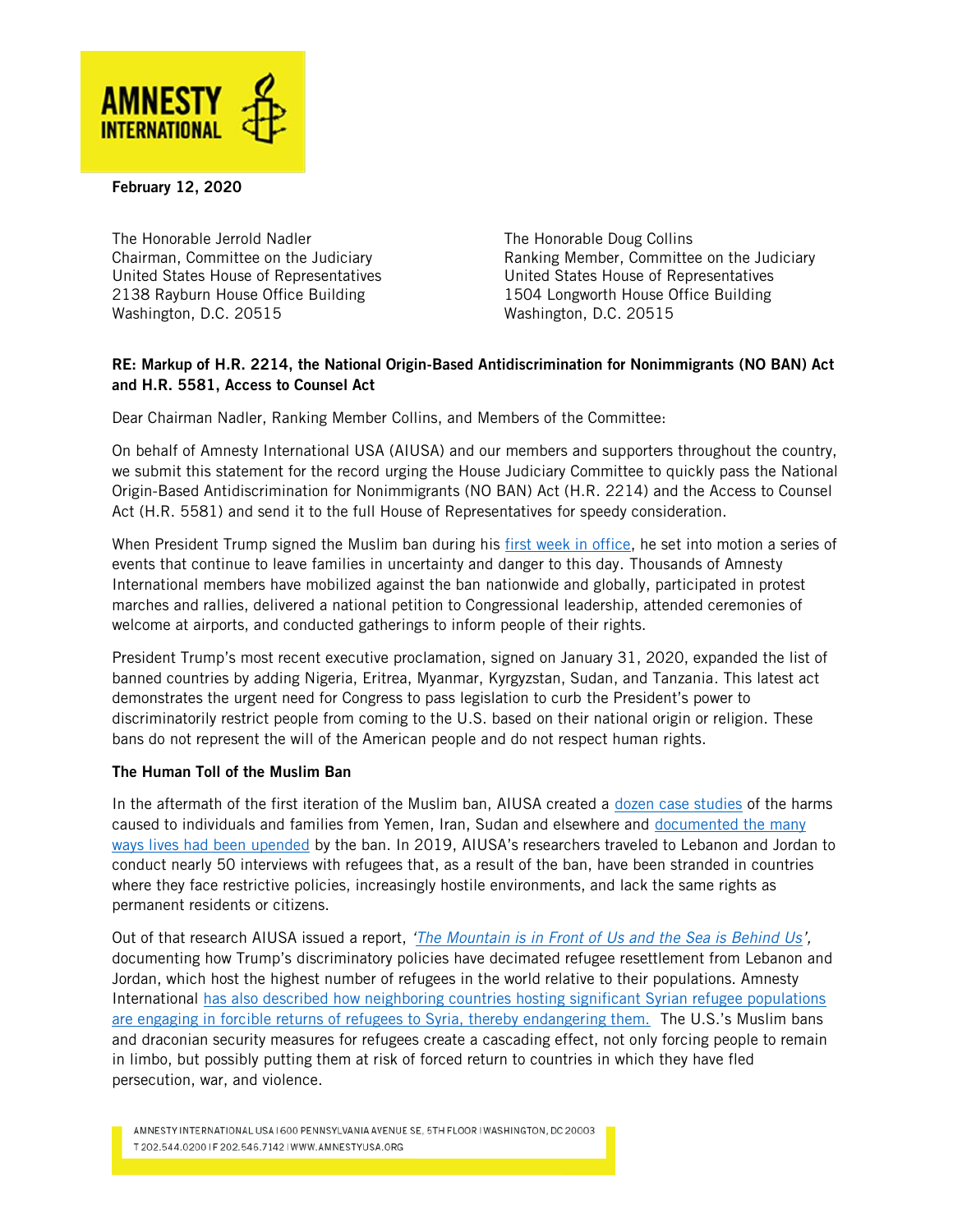February 12, 2020

The Honorable Jerrold Nadler
Chairman, Committee on the Judiciary
United States House of Representatives
2138 Rayburn House Office Building
Washington, D.C. 20515

The Honorable Doug Collins
Ranking Member, Committee on the Judiciary
United States House of Representatives
1504 Longworth House Office Building
Washington, D.C. 20515

**RE: Markup of H.R. 2214, the National Origin-Based Antidiscrimination for Nonimmigrants (NO BAN) Act and H.R. 5581, Access to Counsel Act**

Dear Chairman Nadler, Ranking Member Collins, and Members of the Committee:

On behalf of Amnesty International USA (AIUSA) and our members and supporters throughout the country, we submit this statement for the record urging the House Judiciary Committee to quickly pass the National Origin-Based Antidiscrimination for Nonimmigrants (NO BAN) Act (H.R. 2214) and the Access to Counsel Act (H.R. 5581) and send it to the full House of Representatives for speedy consideration.

When President Trump signed the Muslim ban during his first week in office, he set into motion a series of events that continue to leave families in uncertainty and danger to this day. Thousands of Amnesty International members have mobilized against the ban nationwide and globally, participated in protest marches and rallies, delivered a national petition to Congressional leadership, attended ceremonies of welcome at airports, and conducted gatherings to inform people of their rights.

President Trump's most recent executive proclamation, signed on January 31, 2020, expanded the list of banned countries by adding Nigeria, Eritrea, Myanmar, Kyrgyzstan, Sudan, and Tanzania. This latest act demonstrates the urgent need for Congress to pass legislation to curb the President's power to discriminatorily restrict people from coming to the U.S. based on their national origin or religion. These bans do not represent the will of the American people and do not respect human rights.

**The Human Toll of the Muslim Ban**

In the aftermath of the first iteration of the Muslim ban, AIUSA created a dozen case studies of the harms caused to individuals and families from Yemen, Iran, Sudan and elsewhere and documented the many ways lives had been upended by the ban. In 2019, AIUSA's researchers traveled to Lebanon and Jordan to conduct nearly 50 interviews with refugees that, as a result of the ban, have been stranded in countries where they face restrictive policies, increasingly hostile environments, and lack the same rights as permanent residents or citizens.

Out of that research AIUSA issued a report, *'The Mountain is in Front of Us and the Sea is Behind Us'*, documenting how Trump's discriminatory policies have decimated refugee resettlement from Lebanon and Jordan, which host the highest number of refugees in the world relative to their populations. Amnesty International has also described how neighboring countries hosting significant Syrian refugee populations are engaging in forcible returns of refugees to Syria, thereby endangering them. The U.S.'s Muslim bans and draconian security measures for refugees create a cascading effect, not only forcing people to remain in limbo, but possibly putting them at risk of forced return to countries in which they have fled persecution, war, and violence.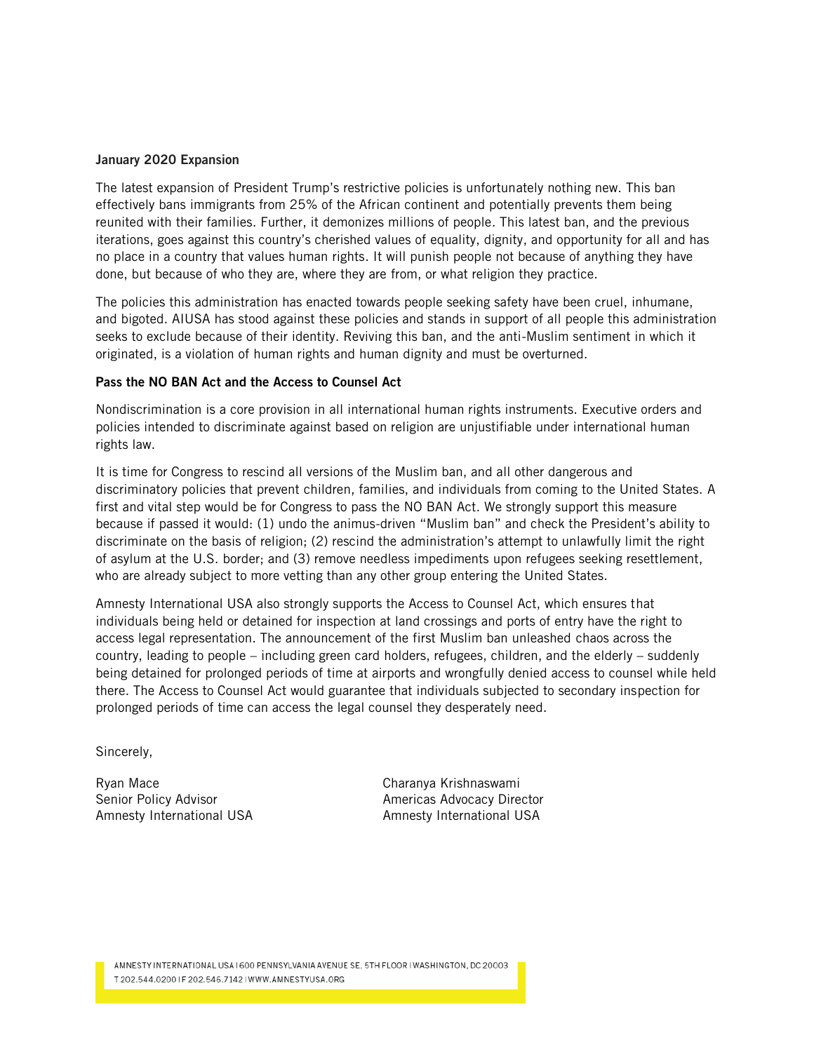**January 2020 Expansion**

The latest expansion of President Trump's restrictive policies is unfortunately nothing new. This ban effectively bans immigrants from 25% of the African continent and potentially prevents them being reunited with their families. Further, it demonizes millions of people. This latest ban, and the previous iterations, goes against this country's cherished values of equality, dignity, and opportunity for all and has no place in a country that values human rights. It will punish people not because of anything they have done, but because of who they are, where they are from, or what religion they practice.

The policies this administration has enacted towards people seeking safety have been cruel, inhumane, and bigoted. AIUSA has stood against these policies and stands in support of all people this administration seeks to exclude because of their identity. Reviving this ban, and the anti-Muslim sentiment in which it originated, is a violation of human rights and human dignity and must be overturned.

**Pass the NO BAN Act and the Access to Counsel Act**

Nondiscrimination is a core provision in all international human rights instruments. Executive orders and policies intended to discriminate against based on religion are unjustifiable under international human rights law.

It is time for Congress to rescind all versions of the Muslim ban, and all other dangerous and discriminatory policies that prevent children, families, and individuals from coming to the United States. A first and vital step would be for Congress to pass the NO BAN Act. We strongly support this measure because if passed it would: (1) undo the animus-driven "Muslim ban" and check the President's ability to discriminate on the basis of religion; (2) rescind the administration's attempt to unlawfully limit the right of asylum at the U.S. border; and (3) remove needless impediments upon refugees seeking resettlement, who are already subject to more vetting than any other group entering the United States.

Amnesty International USA also strongly supports the Access to Counsel Act, which ensures that individuals being held or detained for inspection at land crossings and ports of entry have the right to access legal representation. The announcement of the first Muslim ban unleashed chaos across the country, leading to people – including green card holders, refugees, children, and the elderly – suddenly being detained for prolonged periods of time at airports and wrongfully denied access to counsel while held there. The Access to Counsel Act would guarantee that individuals subjected to secondary inspection for prolonged periods of time can access the legal counsel they desperately need.

Sincerely,

Ryan Mace
Senior Policy Advisor
Amnesty International USA

Charanya Krishnaswami
Americas Advocacy Director
Amnesty International USA

AMNESTY INTERNATIONAL USA | 600 PENNSYLVANIA AVENUE SE, 5TH FLOOR | WASHINGTON, DC 20003
T 202.544.0200 | F 202.546.7142 | WWW.AMNESTYUSA.ORG